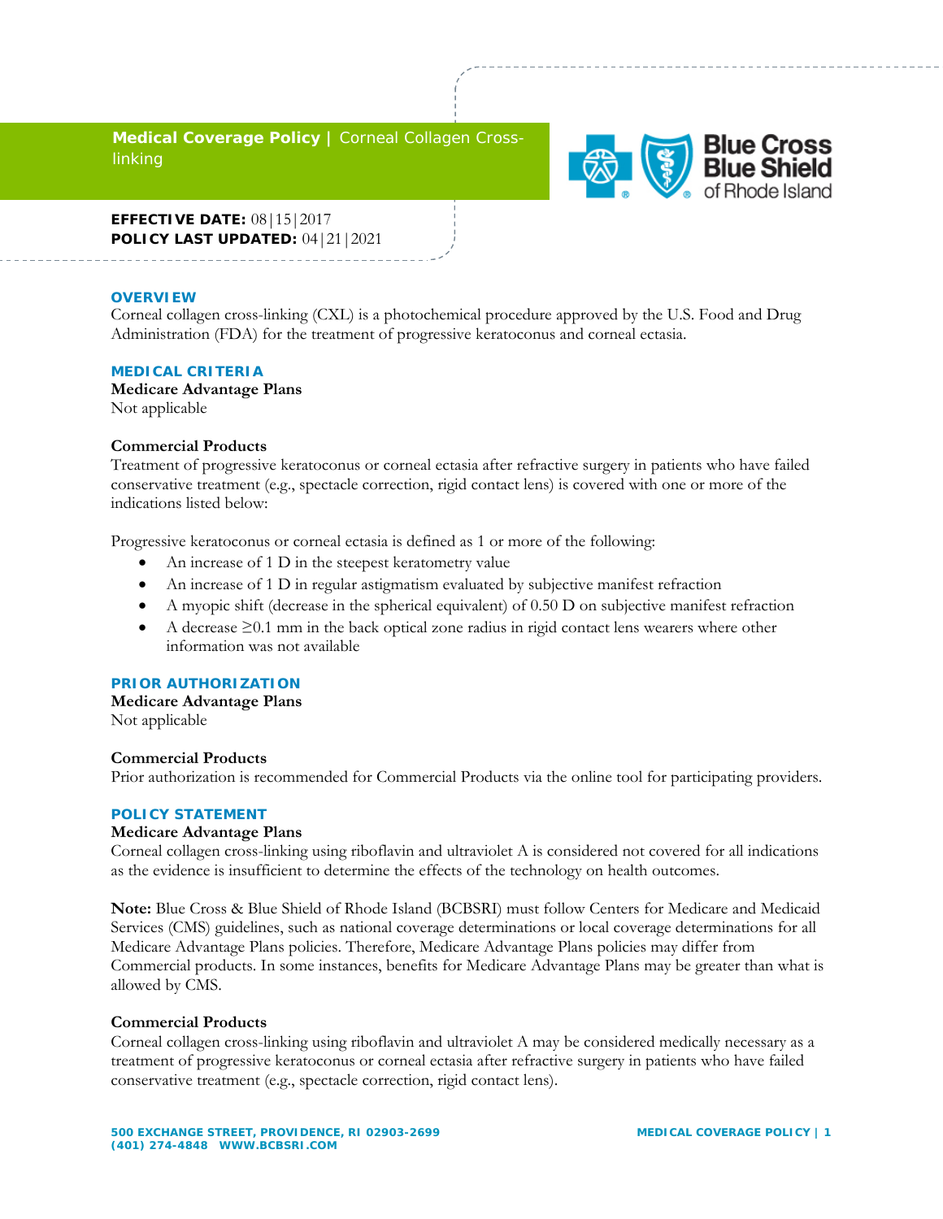**Medical Coverage Policy** | Corneal Collagen Cross-linking

**EFFECTIVE DATE:** 08|15|2017
**POLICY LAST UPDATED:** 04|21|2021

## OVERVIEW

Corneal collagen cross-linking (CXL) is a photochemical procedure approved by the U.S. Food and Drug Administration (FDA) for the treatment of progressive keratoconus and corneal ectasia.

## MEDICAL CRITERIA

**Medicare Advantage Plans**
Not applicable

**Commercial Products**
Treatment of progressive keratoconus or corneal ectasia after refractive surgery in patients who have failed conservative treatment (e.g., spectacle correction, rigid contact lens) is covered with one or more of the indications listed below:

Progressive keratoconus or corneal ectasia is defined as 1 or more of the following:

- An increase of 1 D in the steepest keratometry value
- An increase of 1 D in regular astigmatism evaluated by subjective manifest refraction
- A myopic shift (decrease in the spherical equivalent) of 0.50 D on subjective manifest refraction
- A decrease ≥0.1 mm in the back optical zone radius in rigid contact lens wearers where other information was not available

## PRIOR AUTHORIZATION

**Medicare Advantage Plans**
Not applicable

**Commercial Products**
Prior authorization is recommended for Commercial Products via the online tool for participating providers.

## POLICY STATEMENT

**Medicare Advantage Plans**
Corneal collagen cross-linking using riboflavin and ultraviolet A is considered not covered for all indications as the evidence is insufficient to determine the effects of the technology on health outcomes.

**Note:** Blue Cross & Blue Shield of Rhode Island (BCBSRI) must follow Centers for Medicare and Medicaid Services (CMS) guidelines, such as national coverage determinations or local coverage determinations for all Medicare Advantage Plans policies. Therefore, Medicare Advantage Plans policies may differ from Commercial products. In some instances, benefits for Medicare Advantage Plans may be greater than what is allowed by CMS.

**Commercial Products**
Corneal collagen cross-linking using riboflavin and ultraviolet A may be considered medically necessary as a treatment of progressive keratoconus or corneal ectasia after refractive surgery in patients who have failed conservative treatment (e.g., spectacle correction, rigid contact lens).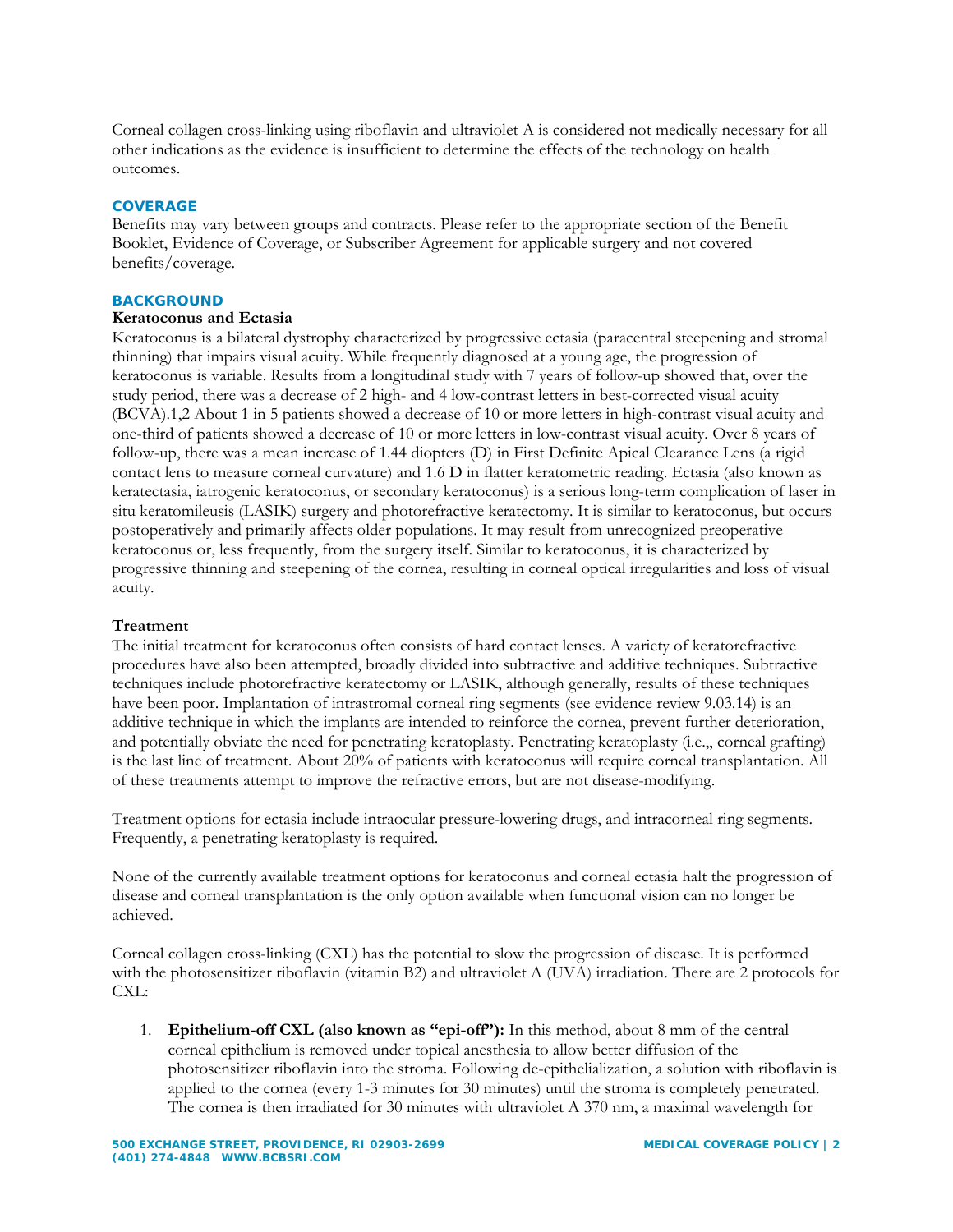Corneal collagen cross-linking using riboflavin and ultraviolet A is considered not medically necessary for all other indications as the evidence is insufficient to determine the effects of the technology on health outcomes.

## COVERAGE

Benefits may vary between groups and contracts. Please refer to the appropriate section of the Benefit Booklet, Evidence of Coverage, or Subscriber Agreement for applicable surgery and not covered benefits/coverage.

## BACKGROUND

### Keratoconus and Ectasia

Keratoconus is a bilateral dystrophy characterized by progressive ectasia (paracentral steepening and stromal thinning) that impairs visual acuity. While frequently diagnosed at a young age, the progression of keratoconus is variable. Results from a longitudinal study with 7 years of follow-up showed that, over the study period, there was a decrease of 2 high- and 4 low-contrast letters in best-corrected visual acuity (BCVA).[1,2] About 1 in 5 patients showed a decrease of 10 or more letters in high-contrast visual acuity and one-third of patients showed a decrease of 10 or more letters in low-contrast visual acuity. Over 8 years of follow-up, there was a mean increase of 1.44 diopters (D) in First Definite Apical Clearance Lens (a rigid contact lens to measure corneal curvature) and 1.6 D in flatter keratometric reading. Ectasia (also known as keratectasia, iatrogenic keratoconus, or secondary keratoconus) is a serious long-term complication of laser in situ keratomileusis (LASIK) surgery and photorefractive keratectomy. It is similar to keratoconus, but occurs postoperatively and primarily affects older populations. It may result from unrecognized preoperative keratoconus or, less frequently, from the surgery itself. Similar to keratoconus, it is characterized by progressive thinning and steepening of the cornea, resulting in corneal optical irregularities and loss of visual acuity.

### Treatment

The initial treatment for keratoconus often consists of hard contact lenses. A variety of keratorefractive procedures have also been attempted, broadly divided into subtractive and additive techniques. Subtractive techniques include photorefractive keratectomy or LASIK, although generally, results of these techniques have been poor. Implantation of intrastromal corneal ring segments (see evidence review 9.03.14) is an additive technique in which the implants are intended to reinforce the cornea, prevent further deterioration, and potentially obviate the need for penetrating keratoplasty. Penetrating keratoplasty (i.e.,, corneal grafting) is the last line of treatment. About 20% of patients with keratoconus will require corneal transplantation. All of these treatments attempt to improve the refractive errors, but are not disease-modifying.

Treatment options for ectasia include intraocular pressure-lowering drugs, and intracorneal ring segments. Frequently, a penetrating keratoplasty is required.

None of the currently available treatment options for keratoconus and corneal ectasia halt the progression of disease and corneal transplantation is the only option available when functional vision can no longer be achieved.

Corneal collagen cross-linking (CXL) has the potential to slow the progression of disease. It is performed with the photosensitizer riboflavin (vitamin B2) and ultraviolet A (UVA) irradiation. There are 2 protocols for CXL:

1. **Epithelium-off CXL (also known as "epi-off"):** In this method, about 8 mm of the central corneal epithelium is removed under topical anesthesia to allow better diffusion of the photosensitizer riboflavin into the stroma. Following de-epithelialization, a solution with riboflavin is applied to the cornea (every 1-3 minutes for 30 minutes) until the stroma is completely penetrated. The cornea is then irradiated for 30 minutes with ultraviolet A 370 nm, a maximal wavelength for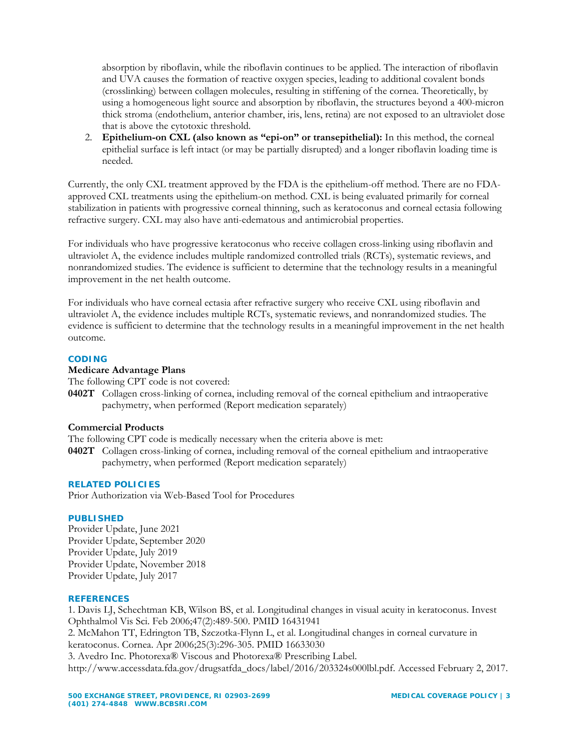absorption by riboflavin, while the riboflavin continues to be applied. The interaction of riboflavin and UVA causes the formation of reactive oxygen species, leading to additional covalent bonds (crosslinking) between collagen molecules, resulting in stiffening of the cornea. Theoretically, by using a homogeneous light source and absorption by riboflavin, the structures beyond a 400-micron thick stroma (endothelium, anterior chamber, iris, lens, retina) are not exposed to an ultraviolet dose that is above the cytotoxic threshold.

2. **Epithelium-on CXL (also known as "epi-on" or transepithelial):** In this method, the corneal epithelial surface is left intact (or may be partially disrupted) and a longer riboflavin loading time is needed.

Currently, the only CXL treatment approved by the FDA is the epithelium-off method. There are no FDA-approved CXL treatments using the epithelium-on method. CXL is being evaluated primarily for corneal stabilization in patients with progressive corneal thinning, such as keratoconus and corneal ectasia following refractive surgery. CXL may also have anti-edematous and antimicrobial properties.

For individuals who have progressive keratoconus who receive collagen cross-linking using riboflavin and ultraviolet A, the evidence includes multiple randomized controlled trials (RCTs), systematic reviews, and nonrandomized studies. The evidence is sufficient to determine that the technology results in a meaningful improvement in the net health outcome.

For individuals who have corneal ectasia after refractive surgery who receive CXL using riboflavin and ultraviolet A, the evidence includes multiple RCTs, systematic reviews, and nonrandomized studies. The evidence is sufficient to determine that the technology results in a meaningful improvement in the net health outcome.

## CODING

**Medicare Advantage Plans**

The following CPT code is not covered:

**0402T** Collagen cross-linking of cornea, including removal of the corneal epithelium and intraoperative pachymetry, when performed (Report medication separately)

**Commercial Products**

The following CPT code is medically necessary when the criteria above is met:

**0402T** Collagen cross-linking of cornea, including removal of the corneal epithelium and intraoperative pachymetry, when performed (Report medication separately)

## RELATED POLICIES

Prior Authorization via Web-Based Tool for Procedures

## PUBLISHED

Provider Update, June 2021
Provider Update, September 2020
Provider Update, July 2019
Provider Update, November 2018
Provider Update, July 2017

## REFERENCES

1. Davis LJ, Schechtman KB, Wilson BS, et al. Longitudinal changes in visual acuity in keratoconus. Invest Ophthalmol Vis Sci. Feb 2006;47(2):489-500. PMID 16431941
2. McMahon TT, Edrington TB, Szczotka-Flynn L, et al. Longitudinal changes in corneal curvature in keratoconus. Cornea. Apr 2006;25(3):296-305. PMID 16633030
3. Avedro Inc. Photorexa® Viscous and Photorexa® Prescribing Label. http://www.accessdata.fda.gov/drugsatfda_docs/label/2016/203324s000lbl.pdf. Accessed February 2, 2017.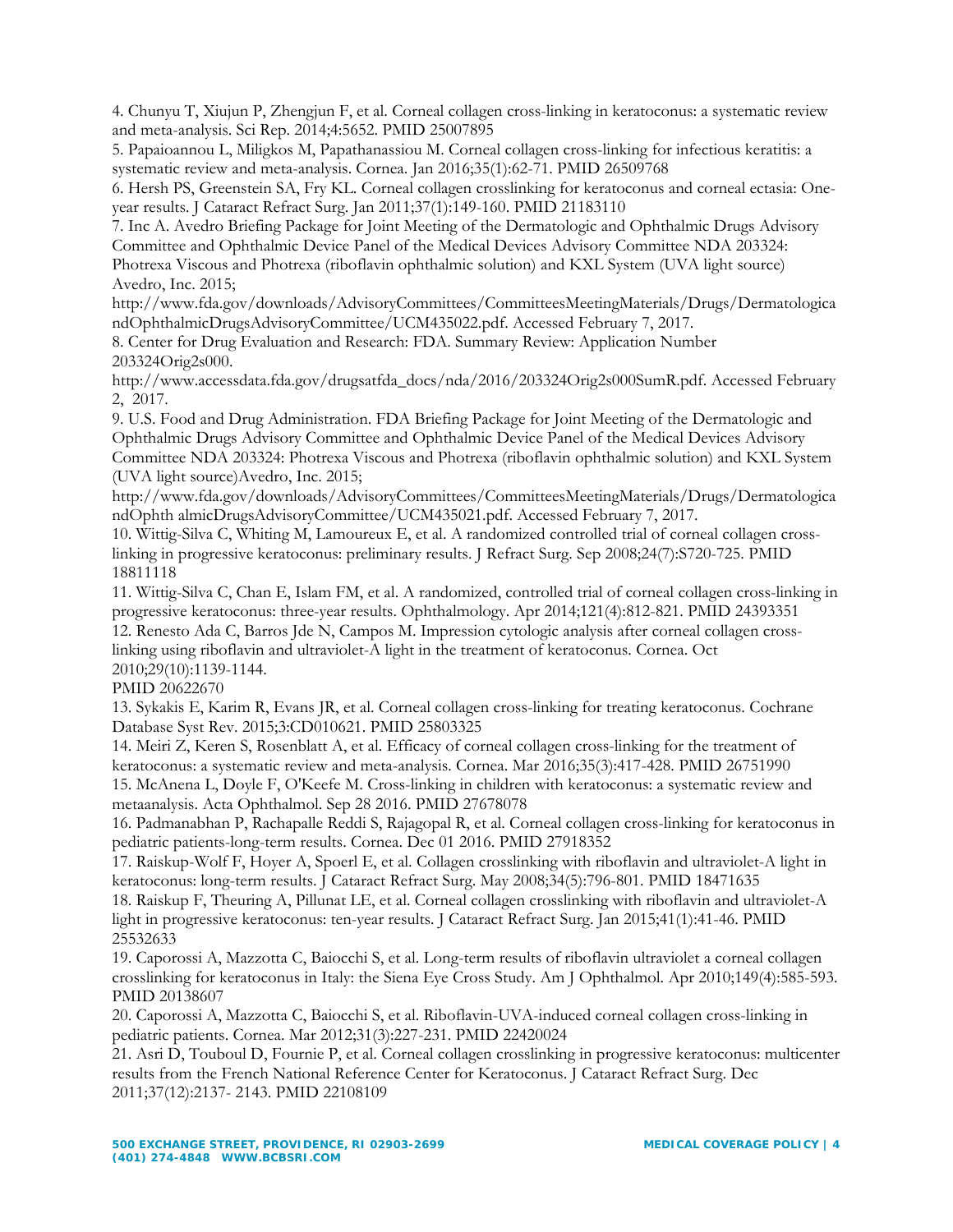4. Chunyu T, Xiujun P, Zhengjun F, et al. Corneal collagen cross-linking in keratoconus: a systematic review and meta-analysis. Sci Rep. 2014;4:5652. PMID 25007895

5. Papaioannou L, Miligkos M, Papathanassiou M. Corneal collagen cross-linking for infectious keratitis: a systematic review and meta-analysis. Cornea. Jan 2016;35(1):62-71. PMID 26509768

6. Hersh PS, Greenstein SA, Fry KL. Corneal collagen crosslinking for keratoconus and corneal ectasia: One-year results. J Cataract Refract Surg. Jan 2011;37(1):149-160. PMID 21183110

7. Inc A. Avedro Briefing Package for Joint Meeting of the Dermatologic and Ophthalmic Drugs Advisory Committee and Ophthalmic Device Panel of the Medical Devices Advisory Committee NDA 203324: Photrexa Viscous and Photrexa (riboflavin ophthalmic solution) and KXL System (UVA light source) Avedro, Inc. 2015; http://www.fda.gov/downloads/AdvisoryCommittees/CommitteesMeetingMaterials/Drugs/DermatologicandOphthalmicDrugsAdvisoryCommittee/UCM435022.pdf. Accessed February 7, 2017.

8. Center for Drug Evaluation and Research: FDA. Summary Review: Application Number 203324Orig2s000. http://www.accessdata.fda.gov/drugsatfda_docs/nda/2016/203324Orig2s000SumR.pdf. Accessed February 2, 2017.

9. U.S. Food and Drug Administration. FDA Briefing Package for Joint Meeting of the Dermatologic and Ophthalmic Drugs Advisory Committee and Ophthalmic Device Panel of the Medical Devices Advisory Committee NDA 203324: Photrexa Viscous and Photrexa (riboflavin ophthalmic solution) and KXL System (UVA light source)Avedro, Inc. 2015; http://www.fda.gov/downloads/AdvisoryCommittees/CommitteesMeetingMaterials/Drugs/DermatologicandOphth almicDrugsAdvisoryCommittee/UCM435021.pdf. Accessed February 7, 2017.

10. Wittig-Silva C, Whiting M, Lamoureux E, et al. A randomized controlled trial of corneal collagen cross-linking in progressive keratoconus: preliminary results. J Refract Surg. Sep 2008;24(7):S720-725. PMID 18811118

11. Wittig-Silva C, Chan E, Islam FM, et al. A randomized, controlled trial of corneal collagen cross-linking in progressive keratoconus: three-year results. Ophthalmology. Apr 2014;121(4):812-821. PMID 24393351

12. Renesto Ada C, Barros Jde N, Campos M. Impression cytologic analysis after corneal collagen cross-linking using riboflavin and ultraviolet-A light in the treatment of keratoconus. Cornea. Oct 2010;29(10):1139-1144. PMID 20622670

13. Sykakis E, Karim R, Evans JR, et al. Corneal collagen cross-linking for treating keratoconus. Cochrane Database Syst Rev. 2015;3:CD010621. PMID 25803325

14. Meiri Z, Keren S, Rosenblatt A, et al. Efficacy of corneal collagen cross-linking for the treatment of keratoconus: a systematic review and meta-analysis. Cornea. Mar 2016;35(3):417-428. PMID 26751990

15. McAnena L, Doyle F, O'Keefe M. Cross-linking in children with keratoconus: a systematic review and metaanalysis. Acta Ophthalmol. Sep 28 2016. PMID 27678078

16. Padmanabhan P, Rachapalle Reddi S, Rajagopal R, et al. Corneal collagen cross-linking for keratoconus in pediatric patients-long-term results. Cornea. Dec 01 2016. PMID 27918352

17. Raiskup-Wolf F, Hoyer A, Spoerl E, et al. Collagen crosslinking with riboflavin and ultraviolet-A light in keratoconus: long-term results. J Cataract Refract Surg. May 2008;34(5):796-801. PMID 18471635

18. Raiskup F, Theuring A, Pillunat LE, et al. Corneal collagen crosslinking with riboflavin and ultraviolet-A light in progressive keratoconus: ten-year results. J Cataract Refract Surg. Jan 2015;41(1):41-46. PMID 25532633

19. Caporossi A, Mazzotta C, Baiocchi S, et al. Long-term results of riboflavin ultraviolet a corneal collagen crosslinking for keratoconus in Italy: the Siena Eye Cross Study. Am J Ophthalmol. Apr 2010;149(4):585-593. PMID 20138607

20. Caporossi A, Mazzotta C, Baiocchi S, et al. Riboflavin-UVA-induced corneal collagen cross-linking in pediatric patients. Cornea. Mar 2012;31(3):227-231. PMID 22420024

21. Asri D, Touboul D, Fournie P, et al. Corneal collagen crosslinking in progressive keratoconus: multicenter results from the French National Reference Center for Keratoconus. J Cataract Refract Surg. Dec 2011;37(12):2137- 2143. PMID 22108109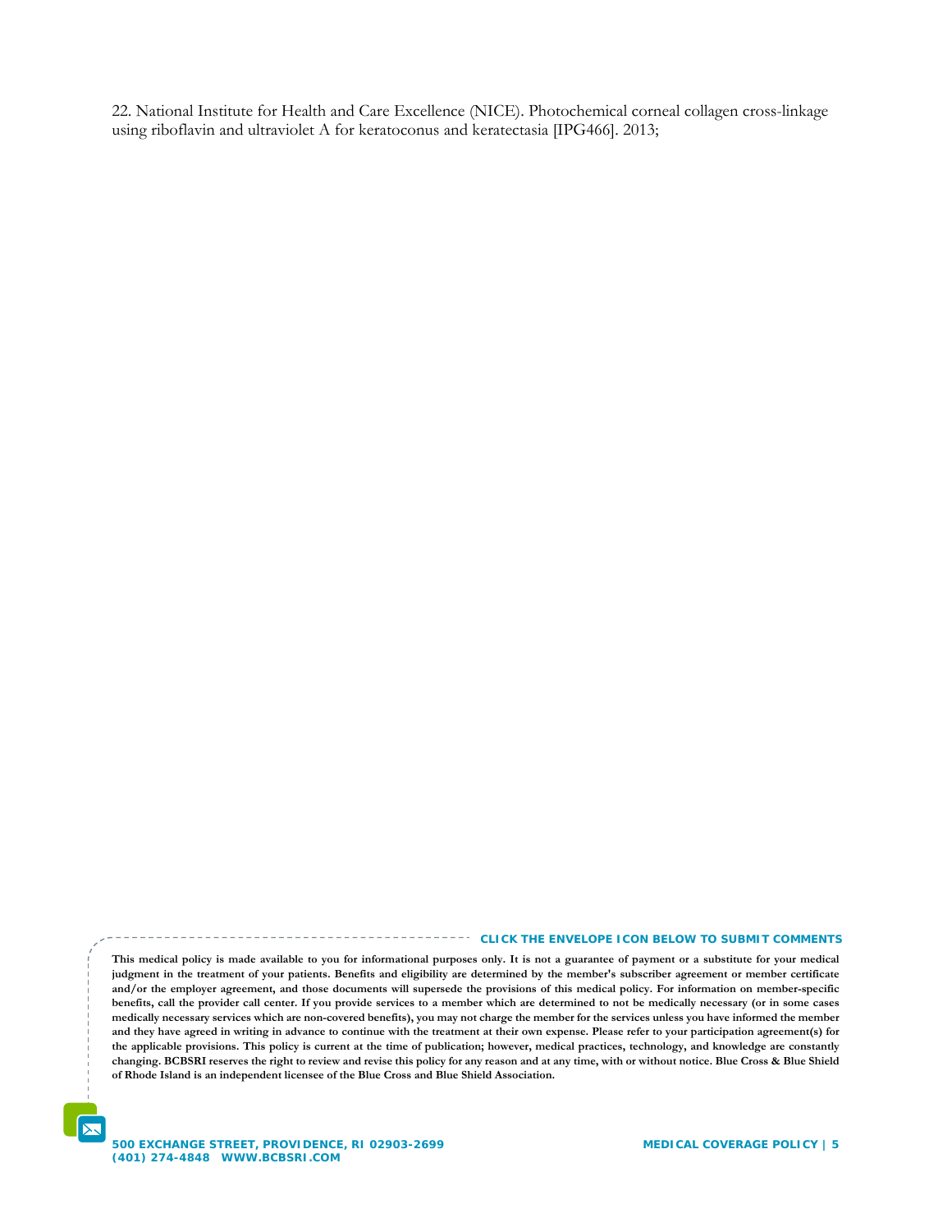22. National Institute for Health and Care Excellence (NICE). Photochemical corneal collagen cross-linkage using riboflavin and ultraviolet A for keratoconus and keratectasia [IPG466]. 2013;

**CLICK THE ENVELOPE ICON BELOW TO SUBMIT COMMENTS**

**This medical policy is made available to you for informational purposes only. It is not a guarantee of payment or a substitute for your medical judgment in the treatment of your patients. Benefits and eligibility are determined by the member's subscriber agreement or member certificate and/or the employer agreement, and those documents will supersede the provisions of this medical policy. For information on member-specific benefits, call the provider call center. If you provide services to a member which are determined to not be medically necessary (or in some cases medically necessary services which are non-covered benefits), you may not charge the member for the services unless you have informed the member and they have agreed in writing in advance to continue with the treatment at their own expense. Please refer to your participation agreement(s) for the applicable provisions. This policy is current at the time of publication; however, medical practices, technology, and knowledge are constantly changing. BCBSRI reserves the right to review and revise this policy for any reason and at any time, with or without notice. Blue Cross & Blue Shield of Rhode Island is an independent licensee of the Blue Cross and Blue Shield Association.**

**500 EXCHANGE STREET, PROVIDENCE, RI 02903-2699**
**(401) 274-4848 WWW.BCBSRI.COM**